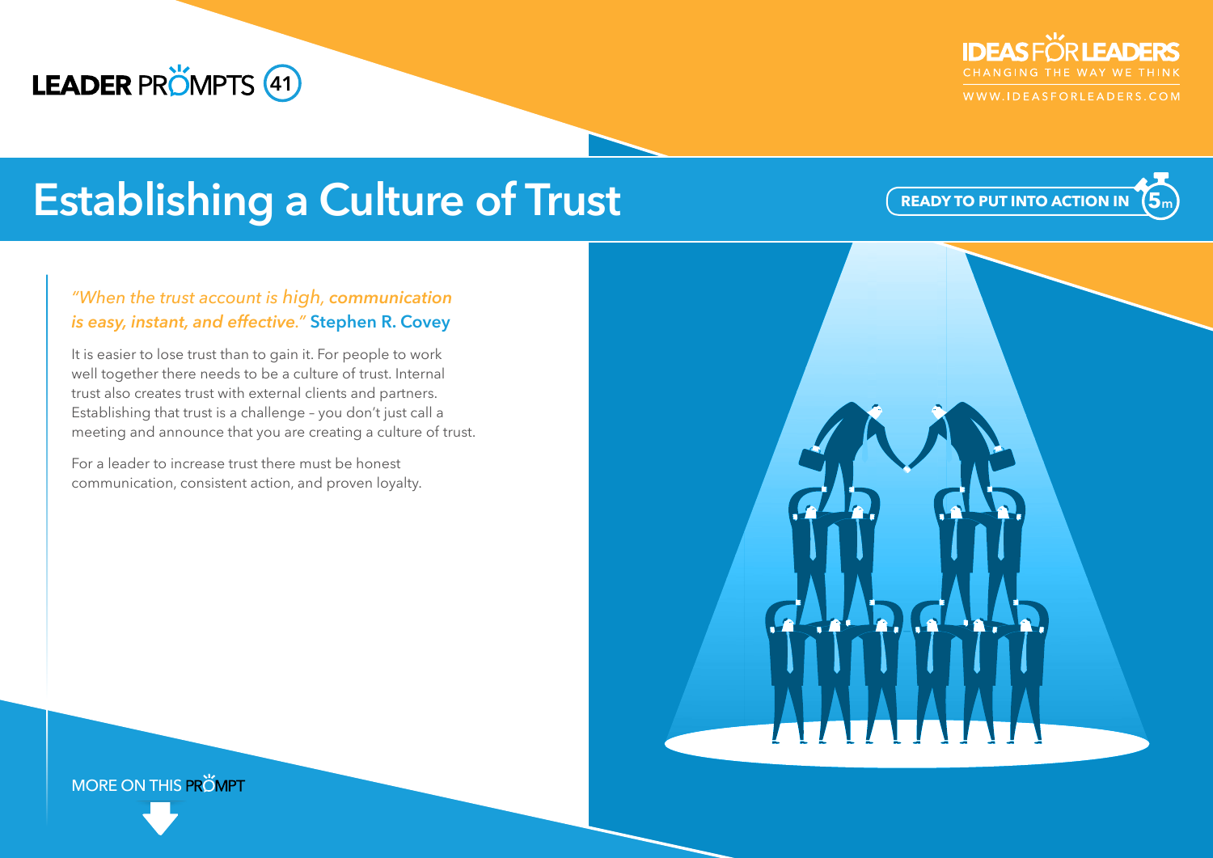LEADER PRÖMPTS 41

IDEAS FOR LEADERS
CHANGING THE WAY WE THINK
WWW.IDEASFORLEADERS.COM

# Establishing a Culture of Trust

READY TO PUT INTO ACTION IN 5m

*"When the trust account is high, communication is easy, instant, and effective."* **Stephen R. Covey**

It is easier to lose trust than to gain it. For people to work well together there needs to be a culture of trust. Internal trust also creates trust with external clients and partners. Establishing that trust is a challenge – you don't just call a meeting and announce that you are creating a culture of trust.

For a leader to increase trust there must be honest communication, consistent action, and proven loyalty.

MORE ON THIS PRÖMPT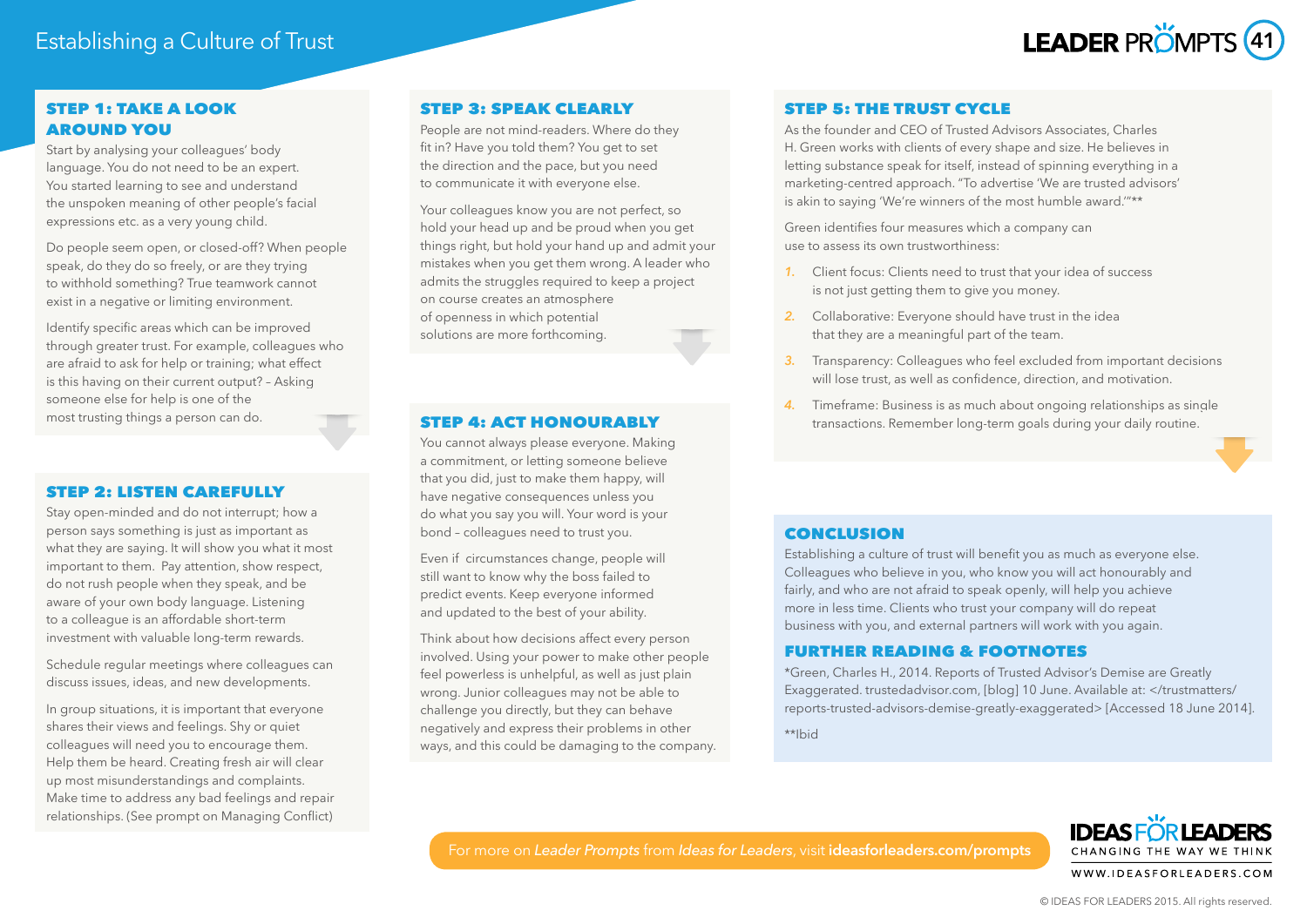# Establishing a Culture of Trust

## STEP 1: TAKE A LOOK AROUND YOU

Start by analysing your colleagues' body language. You do not need to be an expert. You started learning to see and understand the unspoken meaning of other people's facial expressions etc. as a very young child.

Do people seem open, or closed-off? When people speak, do they do so freely, or are they trying to withhold something? True teamwork cannot exist in a negative or limiting environment.

Identify specific areas which can be improved through greater trust. For example, colleagues who are afraid to ask for help or training; what effect is this having on their current output? – Asking someone else for help is one of the most trusting things a person can do.

## STEP 2: LISTEN CAREFULLY

Stay open-minded and do not interrupt; how a person says something is just as important as what they are saying. It will show you what it most important to them. Pay attention, show respect, do not rush people when they speak, and be aware of your own body language. Listening to a colleague is an affordable short-term investment with valuable long-term rewards.

Schedule regular meetings where colleagues can discuss issues, ideas, and new developments.

In group situations, it is important that everyone shares their views and feelings. Shy or quiet colleagues will need you to encourage them. Help them be heard. Creating fresh air will clear up most misunderstandings and complaints. Make time to address any bad feelings and repair relationships. (See prompt on Managing Conflict)

## STEP 3: SPEAK CLEARLY

People are not mind-readers. Where do they fit in? Have you told them? You get to set the direction and the pace, but you need to communicate it with everyone else.

Your colleagues know you are not perfect, so hold your head up and be proud when you get things right, but hold your hand up and admit your mistakes when you get them wrong. A leader who admits the struggles required to keep a project on course creates an atmosphere of openness in which potential solutions are more forthcoming.

## STEP 4: ACT HONOURABLY

You cannot always please everyone. Making a commitment, or letting someone believe that you did, just to make them happy, will have negative consequences unless you do what you say you will. Your word is your bond – colleagues need to trust you.

Even if circumstances change, people will still want to know why the boss failed to predict events. Keep everyone informed and updated to the best of your ability.

Think about how decisions affect every person involved. Using your power to make other people feel powerless is unhelpful, as well as just plain wrong. Junior colleagues may not be able to challenge you directly, but they can behave negatively and express their problems in other ways, and this could be damaging to the company.

## STEP 5: THE TRUST CYCLE

As the founder and CEO of Trusted Advisors Associates, Charles H. Green works with clients of every shape and size. He believes in letting substance speak for itself, instead of spinning everything in a marketing-centred approach. "To advertise 'We are trusted advisors' is akin to saying 'We're winners of the most humble award.'"**

Green identifies four measures which a company can use to assess its own trustworthiness:

1. Client focus: Clients need to trust that your idea of success is not just getting them to give you money.
2. Collaborative: Everyone should have trust in the idea that they are a meaningful part of the team.
3. Transparency: Colleagues who feel excluded from important decisions will lose trust, as well as confidence, direction, and motivation.
4. Timeframe: Business is as much about ongoing relationships as single transactions. Remember long-term goals during your daily routine.

## CONCLUSION

Establishing a culture of trust will benefit you as much as everyone else. Colleagues who believe in you, who know you will act honourably and fairly, and who are not afraid to speak openly, will help you achieve more in less time. Clients who trust your company will do repeat business with you, and external partners will work with you again.

## FURTHER READING & FOOTNOTES

*Green, Charles H., 2014. Reports of Trusted Advisor's Demise are Greatly Exaggerated. trustedadvisor.com, [blog] 10 June. Available at: </trustmatters/reports-trusted-advisors-demise-greatly-exaggerated> [Accessed 18 June 2014].

**Ibid

For more on *Leader Prompts* from *Ideas for Leaders*, visit **ideasforleaders.com/prompts**

IDEAS FOR LEADERS — CHANGING THE WAY WE THINK — WWW.IDEASFORLEADERS.COM

© IDEAS FOR LEADERS 2015. All rights reserved.